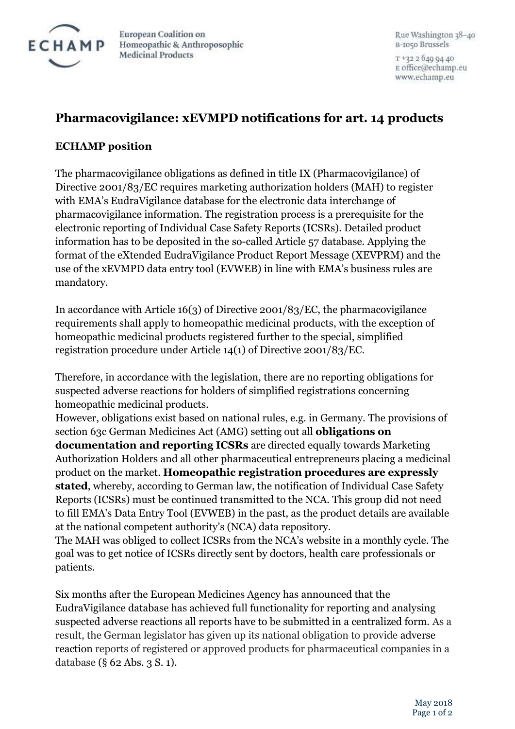**ECHAMP** European Coalition on Homeopathic & Anthroposophic Medicinal Products

Rue Washington 38–40
B-1050 Brussels

T +32 2 649 94 40
E office@echamp.eu
www.echamp.eu

## Pharmacovigilance: xEVMPD notifications for art. 14 products

### ECHAMP position

The pharmacovigilance obligations as defined in title IX (Pharmacovigilance) of Directive 2001/83/EC requires marketing authorization holders (MAH) to register with EMA's EudraVigilance database for the electronic data interchange of pharmacovigilance information. The registration process is a prerequisite for the electronic reporting of Individual Case Safety Reports (ICSRs). Detailed product information has to be deposited in the so-called Article 57 database. Applying the format of the eXtended EudraVigilance Product Report Message (XEVPRM) and the use of the xEVMPD data entry tool (EVWEB) in line with EMA's business rules are mandatory.

In accordance with Article 16(3) of Directive 2001/83/EC, the pharmacovigilance requirements shall apply to homeopathic medicinal products, with the exception of homeopathic medicinal products registered further to the special, simplified registration procedure under Article 14(1) of Directive 2001/83/EC.

Therefore, in accordance with the legislation, there are no reporting obligations for suspected adverse reactions for holders of simplified registrations concerning homeopathic medicinal products.
However, obligations exist based on national rules, e.g. in Germany. The provisions of section 63c German Medicines Act (AMG) setting out all **obligations on documentation and reporting ICSRs** are directed equally towards Marketing Authorization Holders and all other pharmaceutical entrepreneurs placing a medicinal product on the market. **Homeopathic registration procedures are expressly stated**, whereby, according to German law, the notification of Individual Case Safety Reports (ICSRs) must be continued transmitted to the NCA. This group did not need to fill EMA's Data Entry Tool (EVWEB) in the past, as the product details are available at the national competent authority's (NCA) data repository.
The MAH was obliged to collect ICSRs from the NCA's website in a monthly cycle. The goal was to get notice of ICSRs directly sent by doctors, health care professionals or patients.

Six months after the European Medicines Agency has announced that the EudraVigilance database has achieved full functionality for reporting and analysing suspected adverse reactions all reports have to be submitted in a centralized form. As a result, the German legislator has given up its national obligation to provide adverse reaction reports of registered or approved products for pharmaceutical companies in a database (§ 62 Abs. 3 S. 1).

May 2018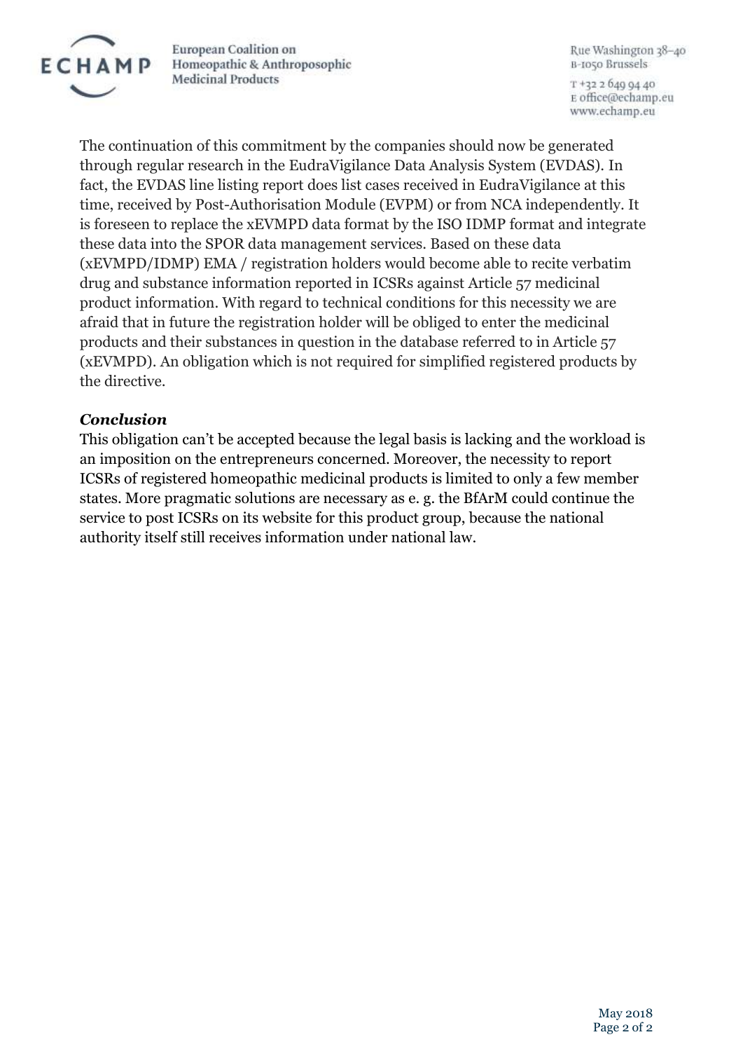The continuation of this commitment by the companies should now be generated through regular research in the EudraVigilance Data Analysis System (EVDAS). In fact, the EVDAS line listing report does list cases received in EudraVigilance at this time, received by Post-Authorisation Module (EVPM) or from NCA independently. It is foreseen to replace the xEVMPD data format by the ISO IDMP format and integrate these data into the SPOR data management services. Based on these data (xEVMPD/IDMP) EMA / registration holders would become able to recite verbatim drug and substance information reported in ICSRs against Article 57 medicinal product information. With regard to technical conditions for this necessity we are afraid that in future the registration holder will be obliged to enter the medicinal products and their substances in question in the database referred to in Article 57 (xEVMPD). An obligation which is not required for simplified registered products by the directive.

***Conclusion***

This obligation can't be accepted because the legal basis is lacking and the workload is an imposition on the entrepreneurs concerned. Moreover, the necessity to report ICSRs of registered homeopathic medicinal products is limited to only a few member states. More pragmatic solutions are necessary as e. g. the BfArM could continue the service to post ICSRs on its website for this product group, because the national authority itself still receives information under national law.

May 2018